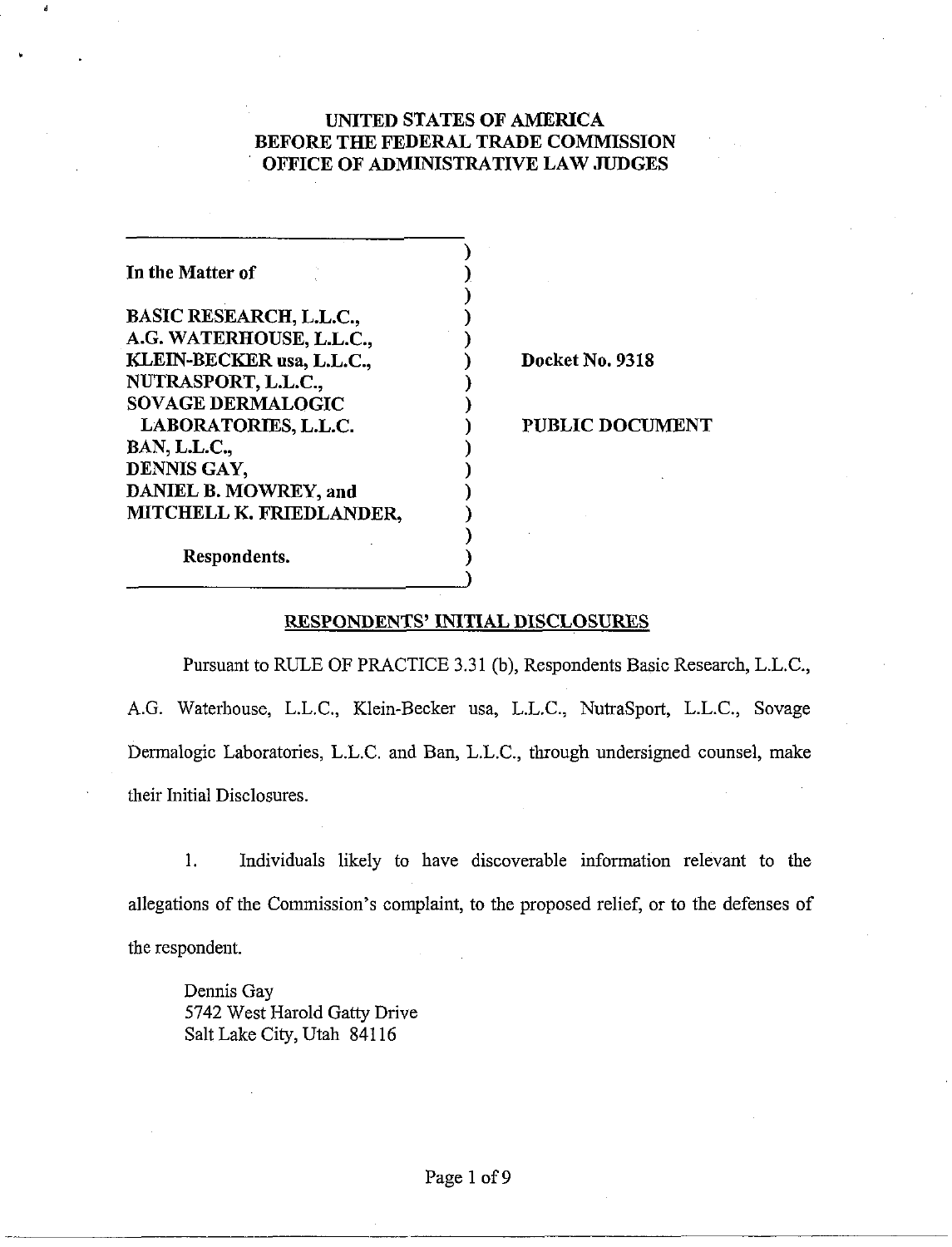# UNITED STATES OF AMERICA
# BEFORE THE FEDERAL TRADE COMMISSION
# OFFICE OF ADMINISTRATIVE LAW JUDGES

| | |
|---|---|
| In the Matter of<br><br>BASIC RESEARCH, L.L.C.,<br>A.G. WATERHOUSE, L.L.C.,<br>KLEIN-BECKER usa, L.L.C.,<br>NUTRASPORT, L.L.C.,<br>SOVAGE DERMALOGIC<br>LABORATORIES, L.L.C.<br>BAN, L.L.C.,<br>DENNIS GAY,<br>DANIEL B. MOWREY, and<br>MITCHELL K. FRIEDLANDER,<br><br>Respondents. | **Docket No. 9318**<br><br>**PUBLIC DOCUMENT** |

## RESPONDENTS' INITIAL DISCLOSURES

Pursuant to RULE OF PRACTICE 3.31 (b), Respondents Basic Research, L.L.C., A.G. Waterhouse, L.L.C., Klein-Becker usa, L.L.C., NutraSport, L.L.C., Sovage Dermalogic Laboratories, L.L.C. and Ban, L.L.C., through undersigned counsel, make their Initial Disclosures.

1. Individuals likely to have discoverable information relevant to the allegations of the Commission's complaint, to the proposed relief, or to the defenses of the respondent.

Dennis Gay
5742 West Harold Gatty Drive
Salt Lake City, Utah 84116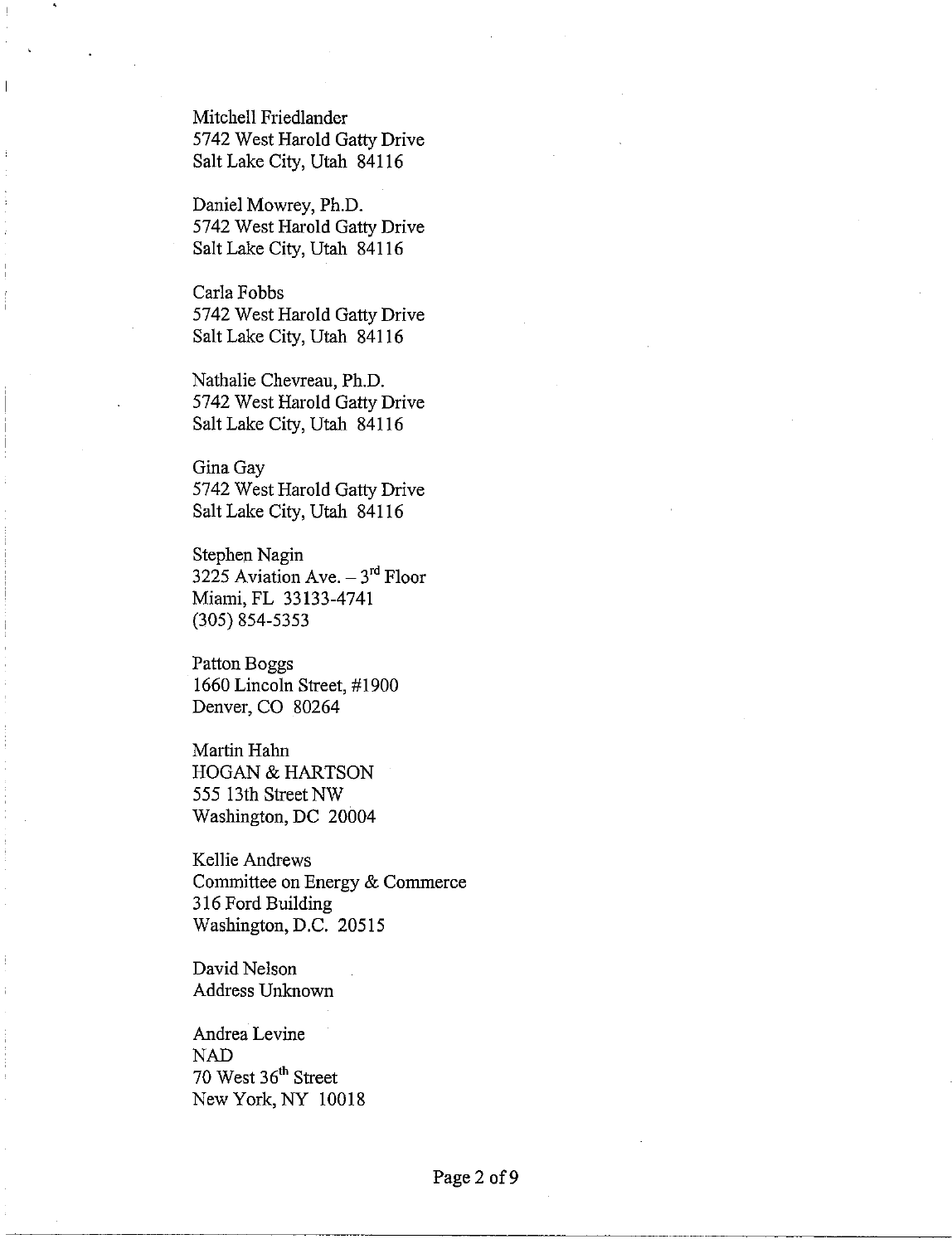Mitchell Friedlander
5742 West Harold Gatty Drive
Salt Lake City, Utah 84116

Daniel Mowrey, Ph.D.
5742 West Harold Gatty Drive
Salt Lake City, Utah 84116

Carla Fobbs
5742 West Harold Gatty Drive
Salt Lake City, Utah 84116

Nathalie Chevreau, Ph.D.
5742 West Harold Gatty Drive
Salt Lake City, Utah 84116

Gina Gay
5742 West Harold Gatty Drive
Salt Lake City, Utah 84116

Stephen Nagin
3225 Aviation Ave. – 3rd Floor
Miami, FL 33133-4741
(305) 854-5353

Patton Boggs
1660 Lincoln Street, #1900
Denver, CO 80264

Martin Hahn
HOGAN & HARTSON
555 13th Street NW
Washington, DC 20004

Kellie Andrews
Committee on Energy & Commerce
316 Ford Building
Washington, D.C. 20515

David Nelson
Address Unknown

Andrea Levine
NAD
70 West 36th Street
New York, NY 10018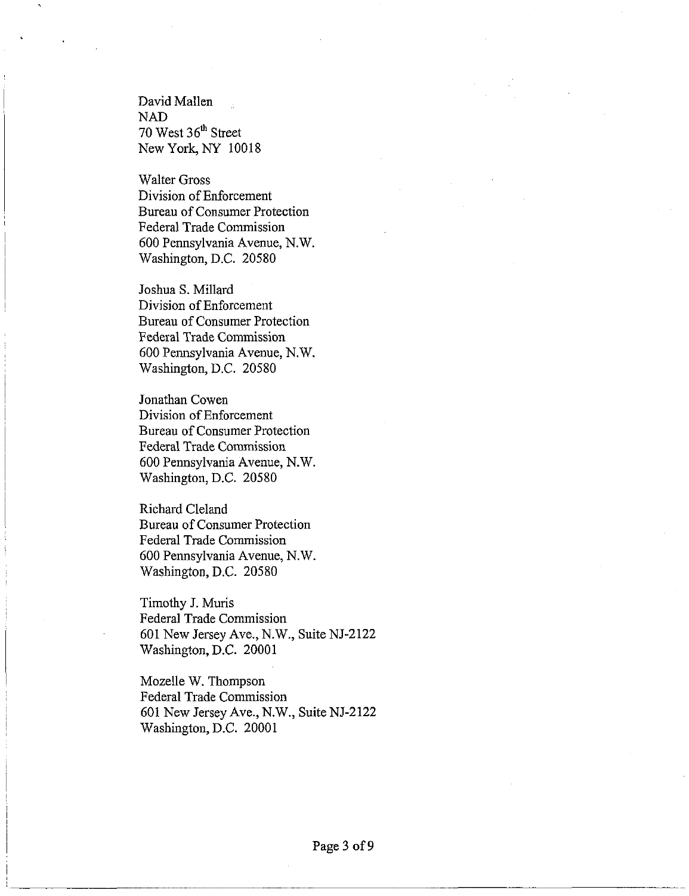David Mallen  
NAD  
70 West 36th Street  
New York, NY 10018

Walter Gross  
Division of Enforcement  
Bureau of Consumer Protection  
Federal Trade Commission  
600 Pennsylvania Avenue, N.W.  
Washington, D.C. 20580

Joshua S. Millard  
Division of Enforcement  
Bureau of Consumer Protection  
Federal Trade Commission  
600 Pennsylvania Avenue, N.W.  
Washington, D.C. 20580

Jonathan Cowen  
Division of Enforcement  
Bureau of Consumer Protection  
Federal Trade Commission  
600 Pennsylvania Avenue, N.W.  
Washington, D.C. 20580

Richard Cleland  
Bureau of Consumer Protection  
Federal Trade Commission  
600 Pennsylvania Avenue, N.W.  
Washington, D.C. 20580

Timothy J. Muris  
Federal Trade Commission  
601 New Jersey Ave., N.W., Suite NJ-2122  
Washington, D.C. 20001

Mozelle W. Thompson  
Federal Trade Commission  
601 New Jersey Ave., N.W., Suite NJ-2122  
Washington, D.C. 20001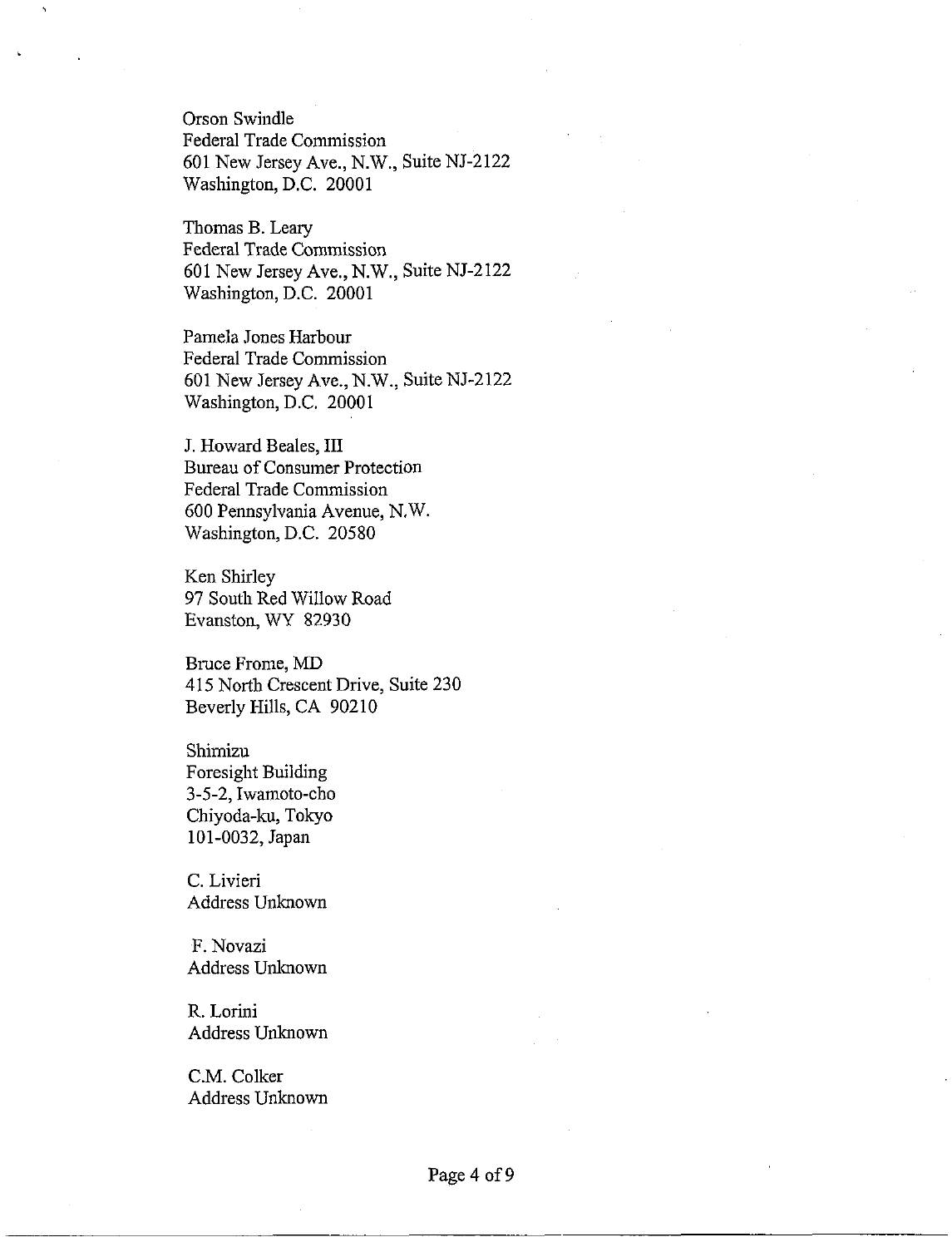Orson Swindle
Federal Trade Commission
601 New Jersey Ave., N.W., Suite NJ-2122
Washington, D.C. 20001

Thomas B. Leary
Federal Trade Commission
601 New Jersey Ave., N.W., Suite NJ-2122
Washington, D.C. 20001

Pamela Jones Harbour
Federal Trade Commission
601 New Jersey Ave., N.W., Suite NJ-2122
Washington, D.C. 20001

J. Howard Beales, III
Bureau of Consumer Protection
Federal Trade Commission
600 Pennsylvania Avenue, N.W.
Washington, D.C. 20580

Ken Shirley
97 South Red Willow Road
Evanston, WY 82930

Bruce Frome, MD
415 North Crescent Drive, Suite 230
Beverly Hills, CA 90210

Shimizu
Foresight Building
3-5-2, Iwamoto-cho
Chiyoda-ku, Tokyo
101-0032, Japan

C. Livieri
Address Unknown

F. Novazi
Address Unknown

R. Lorini
Address Unknown

C.M. Colker
Address Unknown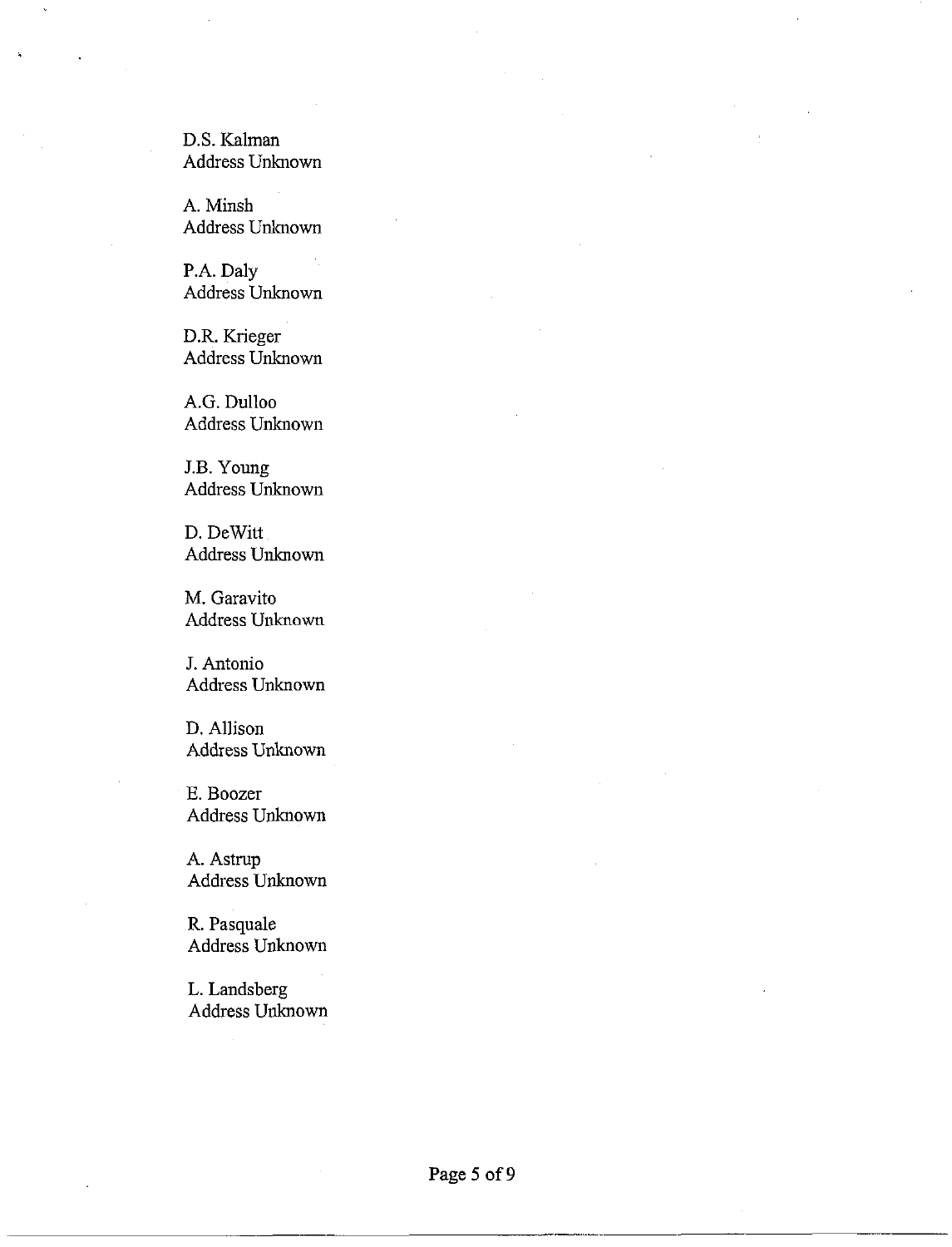D.S. Kalman
Address Unknown

A. Minsh
Address Unknown

P.A. Daly
Address Unknown

D.R. Krieger
Address Unknown

A.G. Dulloo
Address Unknown

J.B. Young
Address Unknown

D. DeWitt
Address Unknown

M. Garavito
Address Unknown

J. Antonio
Address Unknown

D. Allison
Address Unknown

E. Boozer
Address Unknown

A. Astrup
Address Unknown

R. Pasquale
Address Unknown

L. Landsberg
Address Unknown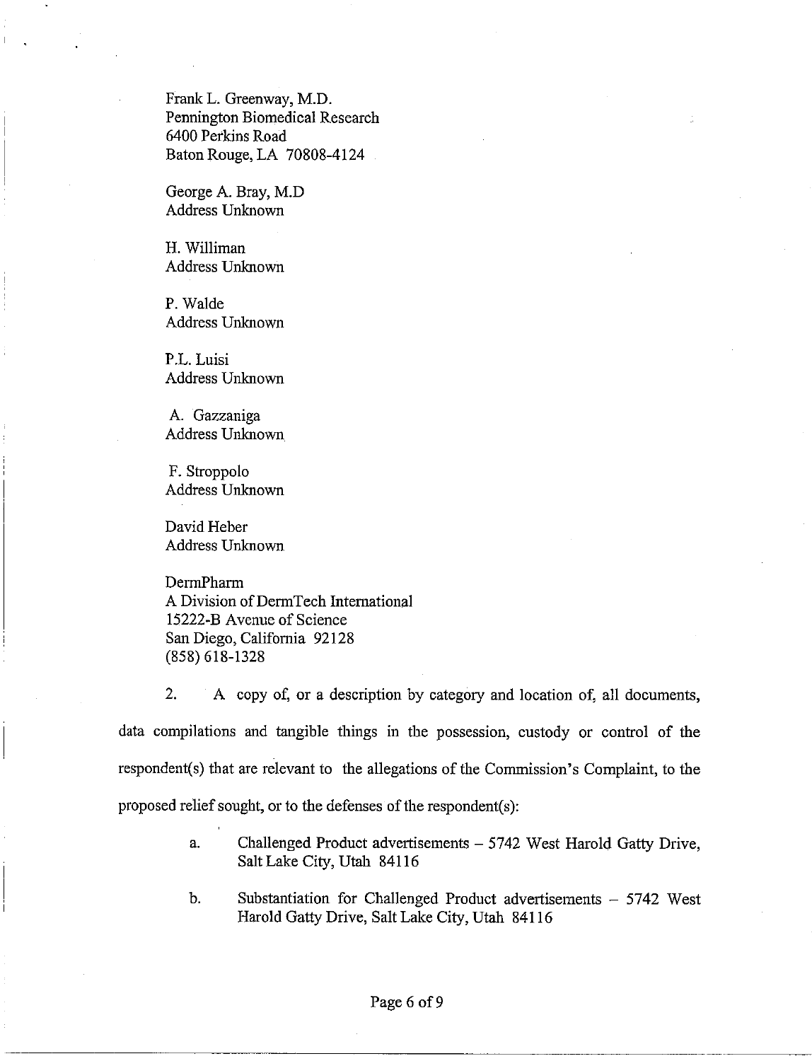Frank L. Greenway, M.D.
Pennington Biomedical Research
6400 Perkins Road
Baton Rouge, LA 70808-4124

George A. Bray, M.D
Address Unknown

H. Williman
Address Unknown

P. Walde
Address Unknown

P.L. Luisi
Address Unknown

A. Gazzaniga
Address Unknown

F. Stroppolo
Address Unknown

David Heber
Address Unknown

DermPharm
A Division of DermTech International
15222-B Avenue of Science
San Diego, California 92128
(858) 618-1328

2. A copy of, or a description by category and location of, all documents, data compilations and tangible things in the possession, custody or control of the respondent(s) that are relevant to the allegations of the Commission's Complaint, to the proposed relief sought, or to the defenses of the respondent(s):

a. Challenged Product advertisements – 5742 West Harold Gatty Drive, Salt Lake City, Utah 84116

b. Substantiation for Challenged Product advertisements – 5742 West Harold Gatty Drive, Salt Lake City, Utah 84116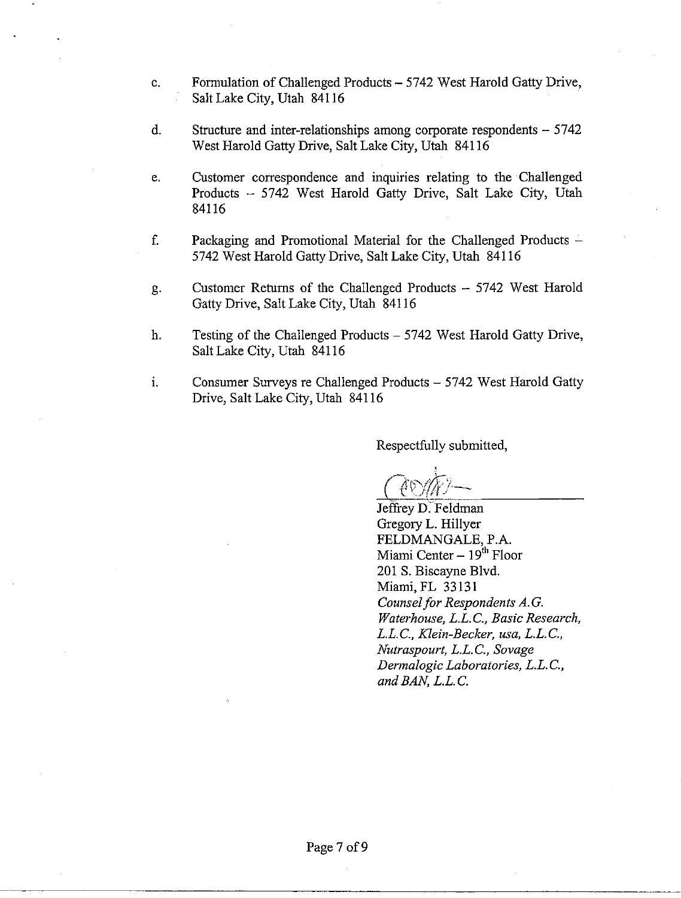c. Formulation of Challenged Products – 5742 West Harold Gatty Drive, Salt Lake City, Utah 84116

d. Structure and inter-relationships among corporate respondents – 5742 West Harold Gatty Drive, Salt Lake City, Utah 84116

e. Customer correspondence and inquiries relating to the Challenged Products -- 5742 West Harold Gatty Drive, Salt Lake City, Utah 84116

f. Packaging and Promotional Material for the Challenged Products – 5742 West Harold Gatty Drive, Salt Lake City, Utah 84116

g. Customer Returns of the Challenged Products -- 5742 West Harold Gatty Drive, Salt Lake City, Utah 84116

h. Testing of the Challenged Products – 5742 West Harold Gatty Drive, Salt Lake City, Utah 84116

i. Consumer Surveys re Challenged Products – 5742 West Harold Gatty Drive, Salt Lake City, Utah 84116

Respectfully submitted,

Jeffrey D. Feldman
Gregory L. Hillyer
FELDMANGALE, P.A.
Miami Center – 19th Floor
201 S. Biscayne Blvd.
Miami, FL 33131
*Counsel for Respondents A.G. Waterhouse, L.L.C., Basic Research, L.L.C., Klein-Becker, usa, L.L.C., Nutraspourt, L.L.C., Sovage Dermalogic Laboratories, L.L.C., and BAN, L.L.C.*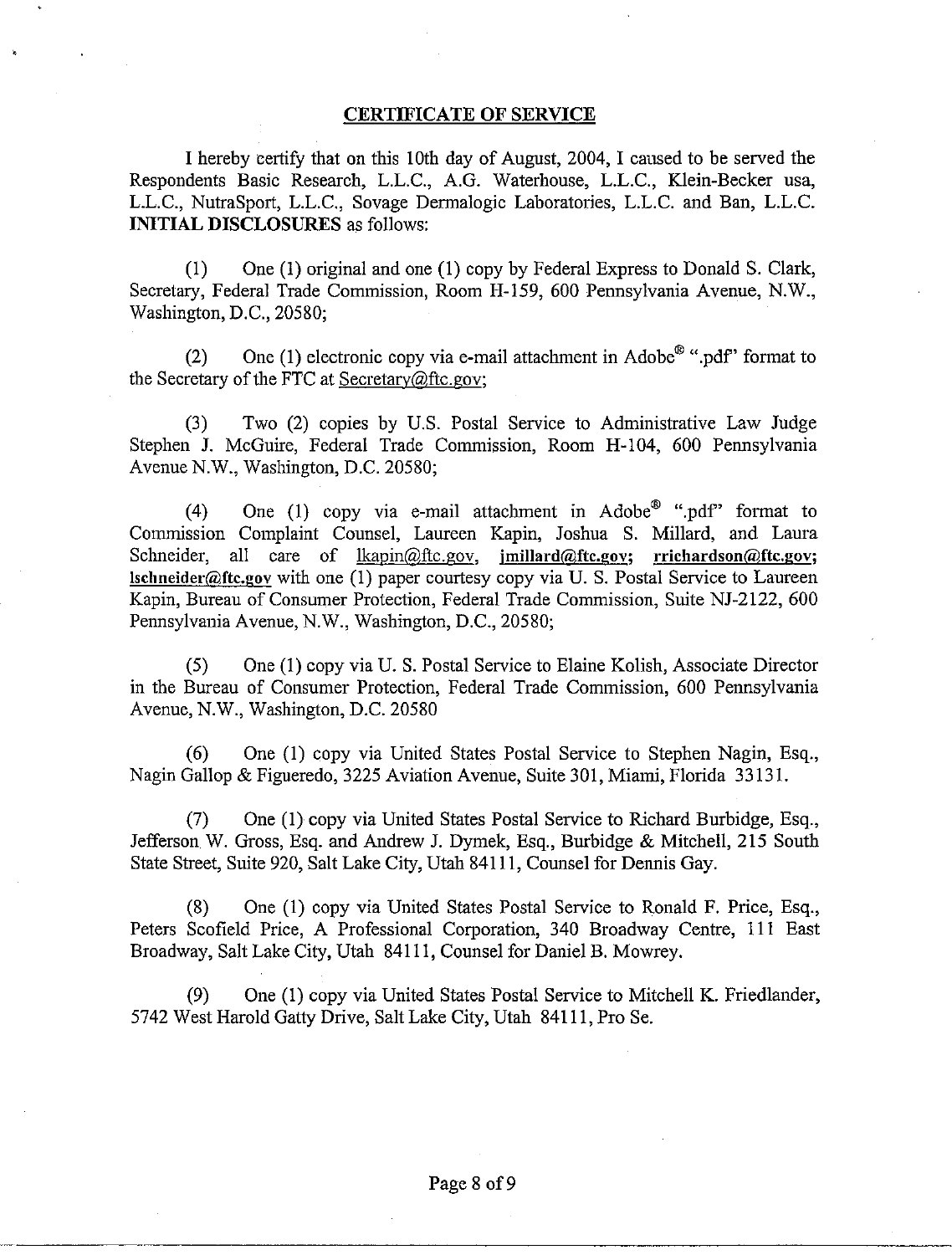## CERTIFICATE OF SERVICE

I hereby certify that on this 10th day of August, 2004, I caused to be served the Respondents Basic Research, L.L.C., A.G. Waterhouse, L.L.C., Klein-Becker usa, L.L.C., NutraSport, L.L.C., Sovage Dermalogic Laboratories, L.L.C. and Ban, L.L.C. **INITIAL DISCLOSURES** as follows:

(1) One (1) original and one (1) copy by Federal Express to Donald S. Clark, Secretary, Federal Trade Commission, Room H-159, 600 Pennsylvania Avenue, N.W., Washington, D.C., 20580;

(2) One (1) electronic copy via e-mail attachment in Adobe® ".pdf" format to the Secretary of the FTC at Secretary@ftc.gov;

(3) Two (2) copies by U.S. Postal Service to Administrative Law Judge Stephen J. McGuire, Federal Trade Commission, Room H-104, 600 Pennsylvania Avenue N.W., Washington, D.C. 20580;

(4) One (1) copy via e-mail attachment in Adobe® ".pdf" format to Commission Complaint Counsel, Laureen Kapin, Joshua S. Millard, and Laura Schneider, all care of lkapin@ftc.gov, **jmillard@ftc.gov; rrichardson@ftc.gov; lschneider@ftc.gov** with one (1) paper courtesy copy via U. S. Postal Service to Laureen Kapin, Bureau of Consumer Protection, Federal Trade Commission, Suite NJ-2122, 600 Pennsylvania Avenue, N.W., Washington, D.C., 20580;

(5) One (1) copy via U. S. Postal Service to Elaine Kolish, Associate Director in the Bureau of Consumer Protection, Federal Trade Commission, 600 Pennsylvania Avenue, N.W., Washington, D.C. 20580

(6) One (1) copy via United States Postal Service to Stephen Nagin, Esq., Nagin Gallop & Figueredo, 3225 Aviation Avenue, Suite 301, Miami, Florida 33131.

(7) One (1) copy via United States Postal Service to Richard Burbidge, Esq., Jefferson W. Gross, Esq. and Andrew J. Dymek, Esq., Burbidge & Mitchell, 215 South State Street, Suite 920, Salt Lake City, Utah 84111, Counsel for Dennis Gay.

(8) One (1) copy via United States Postal Service to Ronald F. Price, Esq., Peters Scofield Price, A Professional Corporation, 340 Broadway Centre, 111 East Broadway, Salt Lake City, Utah 84111, Counsel for Daniel B. Mowrey.

(9) One (1) copy via United States Postal Service to Mitchell K. Friedlander, 5742 West Harold Gatty Drive, Salt Lake City, Utah 84111, Pro Se.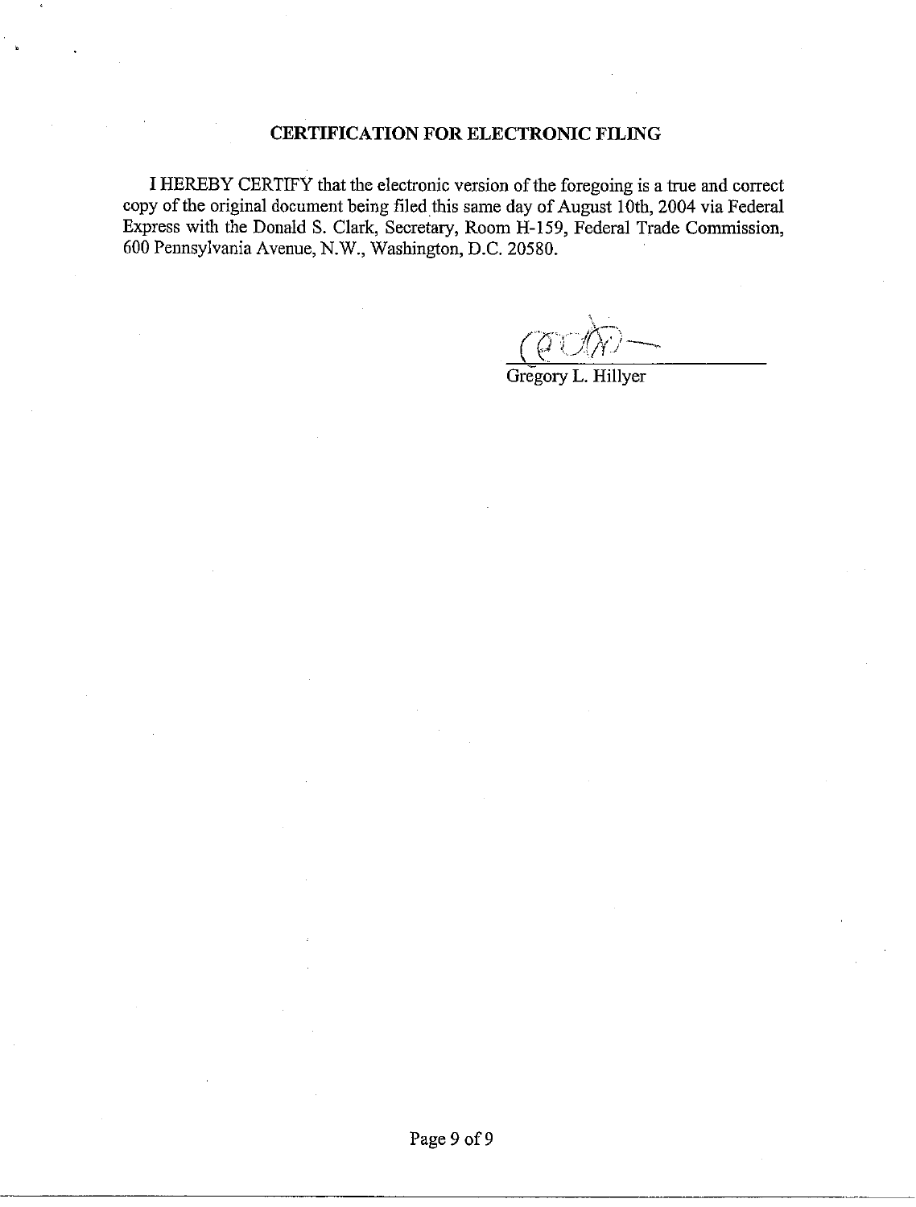**CERTIFICATION FOR ELECTRONIC FILING**

I HEREBY CERTIFY that the electronic version of the foregoing is a true and correct copy of the original document being filed this same day of August 10th, 2004 via Federal Express with the Donald S. Clark, Secretary, Room H-159, Federal Trade Commission, 600 Pennsylvania Avenue, N.W., Washington, D.C. 20580.

Gregory L. Hillyer